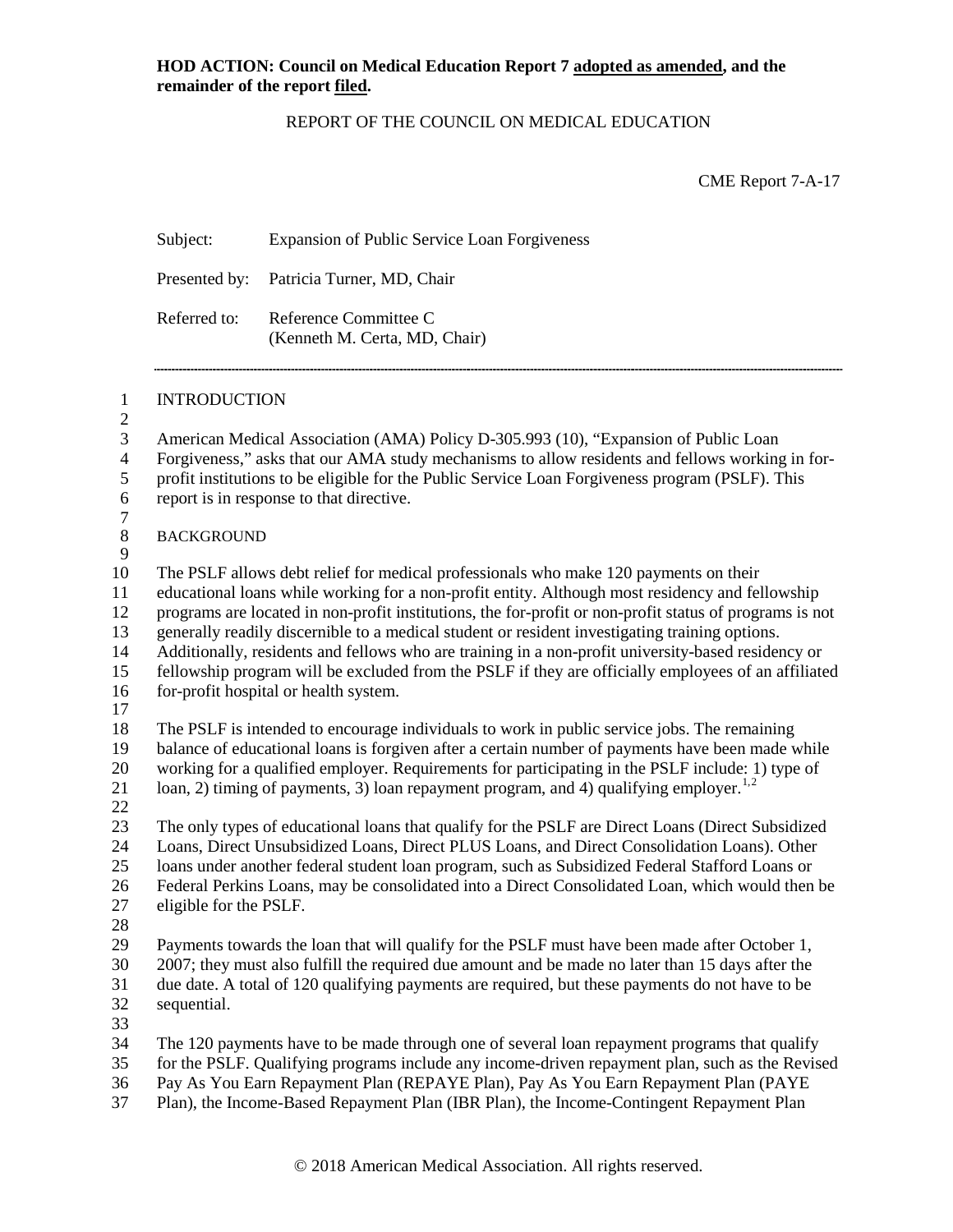**HOD ACTION: Council on Medical Education Report 7 adopted as amended, and the remainder of the report filed.**

REPORT OF THE COUNCIL ON MEDICAL EDUCATION

CME Report 7-A-17

Subject: Expansion of Public Service Loan Forgiveness

Presented by: Patricia Turner, MD, Chair

Referred to: Reference Committee C
(Kenneth M. Certa, MD, Chair)

## INTRODUCTION

American Medical Association (AMA) Policy D-305.993 (10), "Expansion of Public Loan Forgiveness," asks that our AMA study mechanisms to allow residents and fellows working in for-profit institutions to be eligible for the Public Service Loan Forgiveness program (PSLF). This report is in response to that directive.

## BACKGROUND

The PSLF allows debt relief for medical professionals who make 120 payments on their educational loans while working for a non-profit entity. Although most residency and fellowship programs are located in non-profit institutions, the for-profit or non-profit status of programs is not generally readily discernible to a medical student or resident investigating training options. Additionally, residents and fellows who are training in a non-profit university-based residency or fellowship program will be excluded from the PSLF if they are officially employees of an affiliated for-profit hospital or health system.

The PSLF is intended to encourage individuals to work in public service jobs. The remaining balance of educational loans is forgiven after a certain number of payments have been made while working for a qualified employer. Requirements for participating in the PSLF include: 1) type of loan, 2) timing of payments, 3) loan repayment program, and 4) qualifying employer.[1,2]

The only types of educational loans that qualify for the PSLF are Direct Loans (Direct Subsidized Loans, Direct Unsubsidized Loans, Direct PLUS Loans, and Direct Consolidation Loans). Other loans under another federal student loan program, such as Subsidized Federal Stafford Loans or Federal Perkins Loans, may be consolidated into a Direct Consolidated Loan, which would then be eligible for the PSLF.

Payments towards the loan that will qualify for the PSLF must have been made after October 1, 2007; they must also fulfill the required due amount and be made no later than 15 days after the due date. A total of 120 qualifying payments are required, but these payments do not have to be sequential.

The 120 payments have to be made through one of several loan repayment programs that qualify for the PSLF. Qualifying programs include any income-driven repayment plan, such as the Revised Pay As You Earn Repayment Plan (REPAYE Plan), Pay As You Earn Repayment Plan (PAYE Plan), the Income-Based Repayment Plan (IBR Plan), the Income-Contingent Repayment Plan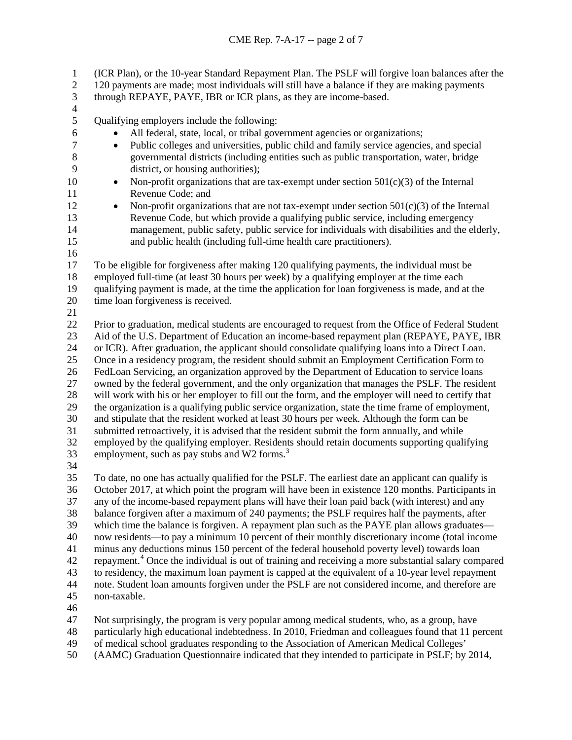(ICR Plan), or the 10-year Standard Repayment Plan. The PSLF will forgive loan balances after the 120 payments are made; most individuals will still have a balance if they are making payments through REPAYE, PAYE, IBR or ICR plans, as they are income-based.

Qualifying employers include the following:

- All federal, state, local, or tribal government agencies or organizations;
- Public colleges and universities, public child and family service agencies, and special governmental districts (including entities such as public transportation, water, bridge district, or housing authorities);
- Non-profit organizations that are tax-exempt under section 501(c)(3) of the Internal Revenue Code; and
- Non-profit organizations that are not tax-exempt under section 501(c)(3) of the Internal Revenue Code, but which provide a qualifying public service, including emergency management, public safety, public service for individuals with disabilities and the elderly, and public health (including full-time health care practitioners).

To be eligible for forgiveness after making 120 qualifying payments, the individual must be employed full-time (at least 30 hours per week) by a qualifying employer at the time each qualifying payment is made, at the time the application for loan forgiveness is made, and at the time loan forgiveness is received.

Prior to graduation, medical students are encouraged to request from the Office of Federal Student Aid of the U.S. Department of Education an income-based repayment plan (REPAYE, PAYE, IBR or ICR). After graduation, the applicant should consolidate qualifying loans into a Direct Loan. Once in a residency program, the resident should submit an Employment Certification Form to FedLoan Servicing, an organization approved by the Department of Education to service loans owned by the federal government, and the only organization that manages the PSLF. The resident will work with his or her employer to fill out the form, and the employer will need to certify that the organization is a qualifying public service organization, state the time frame of employment, and stipulate that the resident worked at least 30 hours per week. Although the form can be submitted retroactively, it is advised that the resident submit the form annually, and while employed by the qualifying employer. Residents should retain documents supporting qualifying employment, such as pay stubs and W2 forms.[3]

To date, no one has actually qualified for the PSLF. The earliest date an applicant can qualify is October 2017, at which point the program will have been in existence 120 months. Participants in any of the income-based repayment plans will have their loan paid back (with interest) and any balance forgiven after a maximum of 240 payments; the PSLF requires half the payments, after which time the balance is forgiven. A repayment plan such as the PAYE plan allows graduates—now residents—to pay a minimum 10 percent of their monthly discretionary income (total income minus any deductions minus 150 percent of the federal household poverty level) towards loan repayment.[4] Once the individual is out of training and receiving a more substantial salary compared to residency, the maximum loan payment is capped at the equivalent of a 10-year level repayment note. Student loan amounts forgiven under the PSLF are not considered income, and therefore are non-taxable.

Not surprisingly, the program is very popular among medical students, who, as a group, have particularly high educational indebtedness. In 2010, Friedman and colleagues found that 11 percent of medical school graduates responding to the Association of American Medical Colleges' (AAMC) Graduation Questionnaire indicated that they intended to participate in PSLF; by 2014,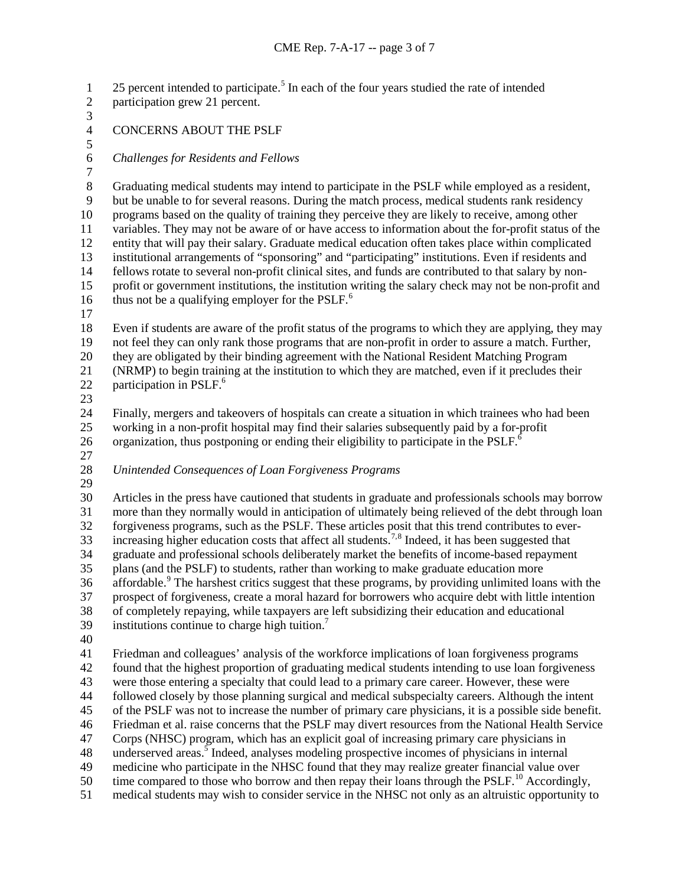25 percent intended to participate.[5] In each of the four years studied the rate of intended participation grew 21 percent.

## CONCERNS ABOUT THE PSLF

### *Challenges for Residents and Fellows*

Graduating medical students may intend to participate in the PSLF while employed as a resident, but be unable to for several reasons. During the match process, medical students rank residency programs based on the quality of training they perceive they are likely to receive, among other variables. They may not be aware of or have access to information about the for-profit status of the entity that will pay their salary. Graduate medical education often takes place within complicated institutional arrangements of "sponsoring" and "participating" institutions. Even if residents and fellows rotate to several non-profit clinical sites, and funds are contributed to that salary by non-profit or government institutions, the institution writing the salary check may not be non-profit and thus not be a qualifying employer for the PSLF.[6]

Even if students are aware of the profit status of the programs to which they are applying, they may not feel they can only rank those programs that are non-profit in order to assure a match. Further, they are obligated by their binding agreement with the National Resident Matching Program (NRMP) to begin training at the institution to which they are matched, even if it precludes their participation in PSLF.[6]

Finally, mergers and takeovers of hospitals can create a situation in which trainees who had been working in a non-profit hospital may find their salaries subsequently paid by a for-profit organization, thus postponing or ending their eligibility to participate in the PSLF.[6]

### *Unintended Consequences of Loan Forgiveness Programs*

Articles in the press have cautioned that students in graduate and professionals schools may borrow more than they normally would in anticipation of ultimately being relieved of the debt through loan forgiveness programs, such as the PSLF. These articles posit that this trend contributes to ever-increasing higher education costs that affect all students.[7,8] Indeed, it has been suggested that graduate and professional schools deliberately market the benefits of income-based repayment plans (and the PSLF) to students, rather than working to make graduate education more affordable.[9] The harshest critics suggest that these programs, by providing unlimited loans with the prospect of forgiveness, create a moral hazard for borrowers who acquire debt with little intention of completely repaying, while taxpayers are left subsidizing their education and educational institutions continue to charge high tuition.[7]

Friedman and colleagues' analysis of the workforce implications of loan forgiveness programs found that the highest proportion of graduating medical students intending to use loan forgiveness were those entering a specialty that could lead to a primary care career. However, these were followed closely by those planning surgical and medical subspecialty careers. Although the intent of the PSLF was not to increase the number of primary care physicians, it is a possible side benefit. Friedman et al. raise concerns that the PSLF may divert resources from the National Health Service Corps (NHSC) program, which has an explicit goal of increasing primary care physicians in underserved areas.[5] Indeed, analyses modeling prospective incomes of physicians in internal medicine who participate in the NHSC found that they may realize greater financial value over time compared to those who borrow and then repay their loans through the PSLF.[10] Accordingly, medical students may wish to consider service in the NHSC not only as an altruistic opportunity to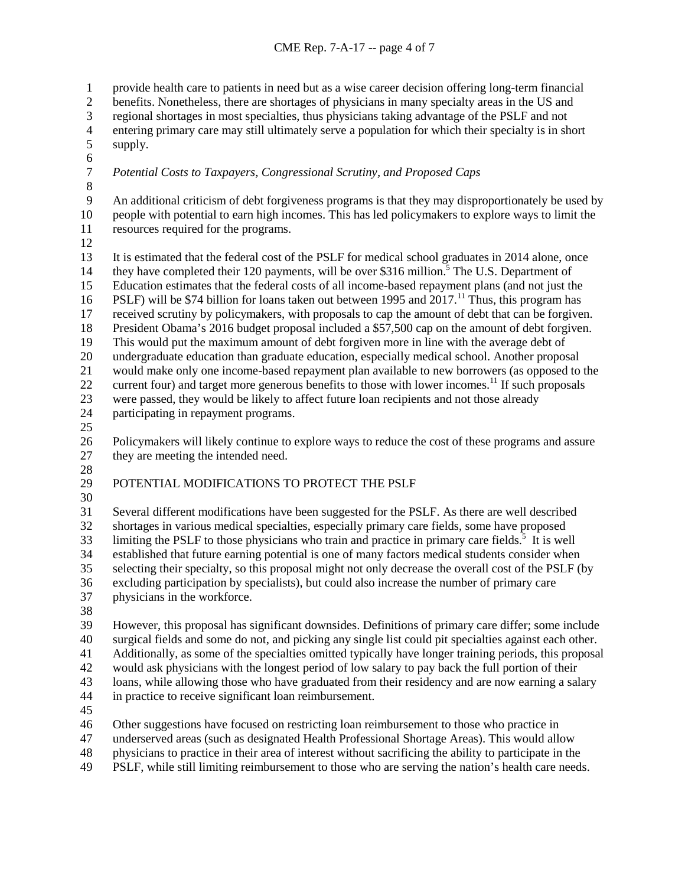provide health care to patients in need but as a wise career decision offering long-term financial benefits. Nonetheless, there are shortages of physicians in many specialty areas in the US and regional shortages in most specialties, thus physicians taking advantage of the PSLF and not entering primary care may still ultimately serve a population for which their specialty is in short supply.

*Potential Costs to Taxpayers, Congressional Scrutiny, and Proposed Caps*

An additional criticism of debt forgiveness programs is that they may disproportionately be used by people with potential to earn high incomes. This has led policymakers to explore ways to limit the resources required for the programs.

It is estimated that the federal cost of the PSLF for medical school graduates in 2014 alone, once they have completed their 120 payments, will be over $316 million.[5] The U.S. Department of Education estimates that the federal costs of all income-based repayment plans (and not just the PSLF) will be $74 billion for loans taken out between 1995 and 2017.[11] Thus, this program has received scrutiny by policymakers, with proposals to cap the amount of debt that can be forgiven. President Obama's 2016 budget proposal included a $57,500 cap on the amount of debt forgiven. This would put the maximum amount of debt forgiven more in line with the average debt of undergraduate education than graduate education, especially medical school. Another proposal would make only one income-based repayment plan available to new borrowers (as opposed to the current four) and target more generous benefits to those with lower incomes.[11] If such proposals were passed, they would be likely to affect future loan recipients and not those already participating in repayment programs.

Policymakers will likely continue to explore ways to reduce the cost of these programs and assure they are meeting the intended need.

## POTENTIAL MODIFICATIONS TO PROTECT THE PSLF

Several different modifications have been suggested for the PSLF. As there are well described shortages in various medical specialties, especially primary care fields, some have proposed limiting the PSLF to those physicians who train and practice in primary care fields.[5] It is well established that future earning potential is one of many factors medical students consider when selecting their specialty, so this proposal might not only decrease the overall cost of the PSLF (by excluding participation by specialists), but could also increase the number of primary care physicians in the workforce.

However, this proposal has significant downsides. Definitions of primary care differ; some include surgical fields and some do not, and picking any single list could pit specialties against each other. Additionally, as some of the specialties omitted typically have longer training periods, this proposal would ask physicians with the longest period of low salary to pay back the full portion of their loans, while allowing those who have graduated from their residency and are now earning a salary in practice to receive significant loan reimbursement.

Other suggestions have focused on restricting loan reimbursement to those who practice in underserved areas (such as designated Health Professional Shortage Areas). This would allow physicians to practice in their area of interest without sacrificing the ability to participate in the PSLF, while still limiting reimbursement to those who are serving the nation's health care needs.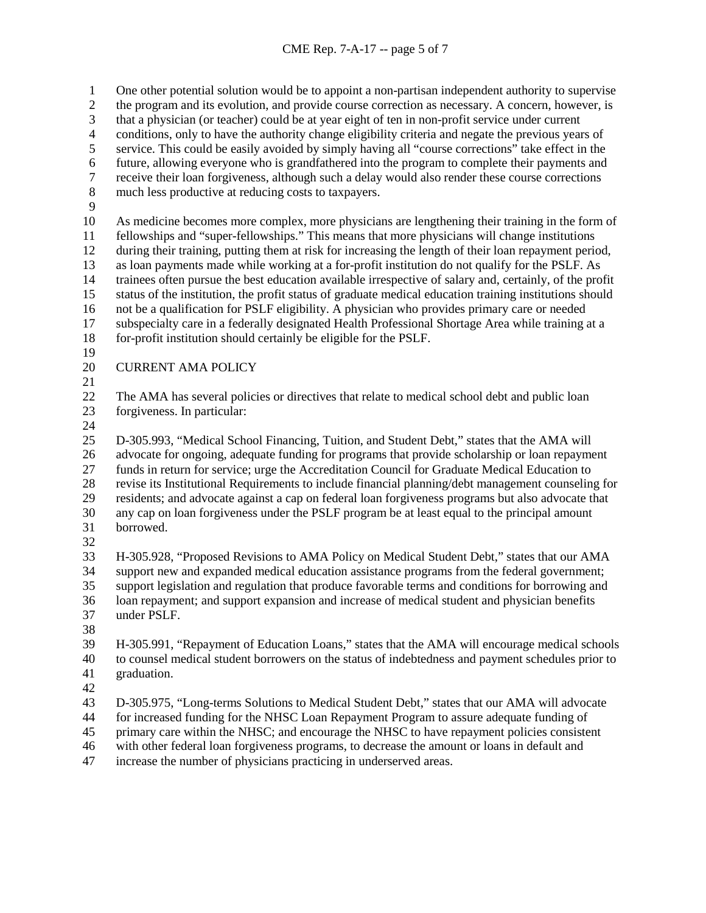One other potential solution would be to appoint a non-partisan independent authority to supervise the program and its evolution, and provide course correction as necessary. A concern, however, is that a physician (or teacher) could be at year eight of ten in non-profit service under current conditions, only to have the authority change eligibility criteria and negate the previous years of service. This could be easily avoided by simply having all "course corrections" take effect in the future, allowing everyone who is grandfathered into the program to complete their payments and receive their loan forgiveness, although such a delay would also render these course corrections much less productive at reducing costs to taxpayers.

As medicine becomes more complex, more physicians are lengthening their training in the form of fellowships and "super-fellowships." This means that more physicians will change institutions during their training, putting them at risk for increasing the length of their loan repayment period, as loan payments made while working at a for-profit institution do not qualify for the PSLF. As trainees often pursue the best education available irrespective of salary and, certainly, of the profit status of the institution, the profit status of graduate medical education training institutions should not be a qualification for PSLF eligibility. A physician who provides primary care or needed subspecialty care in a federally designated Health Professional Shortage Area while training at a for-profit institution should certainly be eligible for the PSLF.

## CURRENT AMA POLICY

The AMA has several policies or directives that relate to medical school debt and public loan forgiveness. In particular:

D-305.993, "Medical School Financing, Tuition, and Student Debt," states that the AMA will advocate for ongoing, adequate funding for programs that provide scholarship or loan repayment funds in return for service; urge the Accreditation Council for Graduate Medical Education to revise its Institutional Requirements to include financial planning/debt management counseling for residents; and advocate against a cap on federal loan forgiveness programs but also advocate that any cap on loan forgiveness under the PSLF program be at least equal to the principal amount borrowed.

H-305.928, "Proposed Revisions to AMA Policy on Medical Student Debt," states that our AMA support new and expanded medical education assistance programs from the federal government; support legislation and regulation that produce favorable terms and conditions for borrowing and loan repayment; and support expansion and increase of medical student and physician benefits under PSLF.

H-305.991, "Repayment of Education Loans," states that the AMA will encourage medical schools to counsel medical student borrowers on the status of indebtedness and payment schedules prior to graduation.

D-305.975, "Long-terms Solutions to Medical Student Debt," states that our AMA will advocate for increased funding for the NHSC Loan Repayment Program to assure adequate funding of primary care within the NHSC; and encourage the NHSC to have repayment policies consistent with other federal loan forgiveness programs, to decrease the amount or loans in default and increase the number of physicians practicing in underserved areas.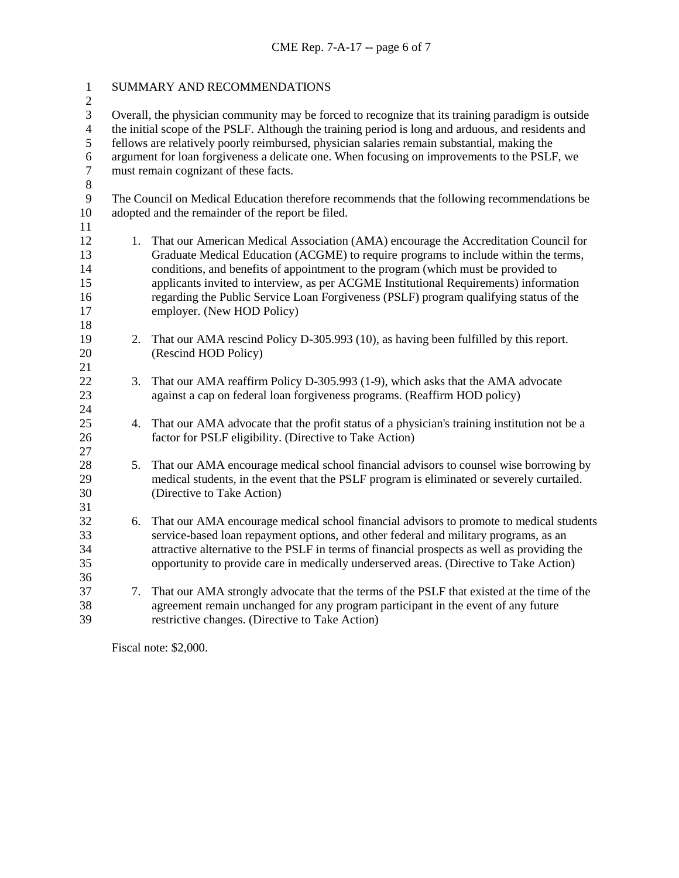## SUMMARY AND RECOMMENDATIONS

Overall, the physician community may be forced to recognize that its training paradigm is outside the initial scope of the PSLF. Although the training period is long and arduous, and residents and fellows are relatively poorly reimbursed, physician salaries remain substantial, making the argument for loan forgiveness a delicate one. When focusing on improvements to the PSLF, we must remain cognizant of these facts.

The Council on Medical Education therefore recommends that the following recommendations be adopted and the remainder of the report be filed.

1. That our American Medical Association (AMA) encourage the Accreditation Council for Graduate Medical Education (ACGME) to require programs to include within the terms, conditions, and benefits of appointment to the program (which must be provided to applicants invited to interview, as per ACGME Institutional Requirements) information regarding the Public Service Loan Forgiveness (PSLF) program qualifying status of the employer. (New HOD Policy)

2. That our AMA rescind Policy D-305.993 (10), as having been fulfilled by this report. (Rescind HOD Policy)

3. That our AMA reaffirm Policy D-305.993 (1-9), which asks that the AMA advocate against a cap on federal loan forgiveness programs. (Reaffirm HOD policy)

4. That our AMA advocate that the profit status of a physician's training institution not be a factor for PSLF eligibility. (Directive to Take Action)

5. That our AMA encourage medical school financial advisors to counsel wise borrowing by medical students, in the event that the PSLF program is eliminated or severely curtailed. (Directive to Take Action)

6. That our AMA encourage medical school financial advisors to promote to medical students service-based loan repayment options, and other federal and military programs, as an attractive alternative to the PSLF in terms of financial prospects as well as providing the opportunity to provide care in medically underserved areas. (Directive to Take Action)

7. That our AMA strongly advocate that the terms of the PSLF that existed at the time of the agreement remain unchanged for any program participant in the event of any future restrictive changes. (Directive to Take Action)

Fiscal note: $2,000.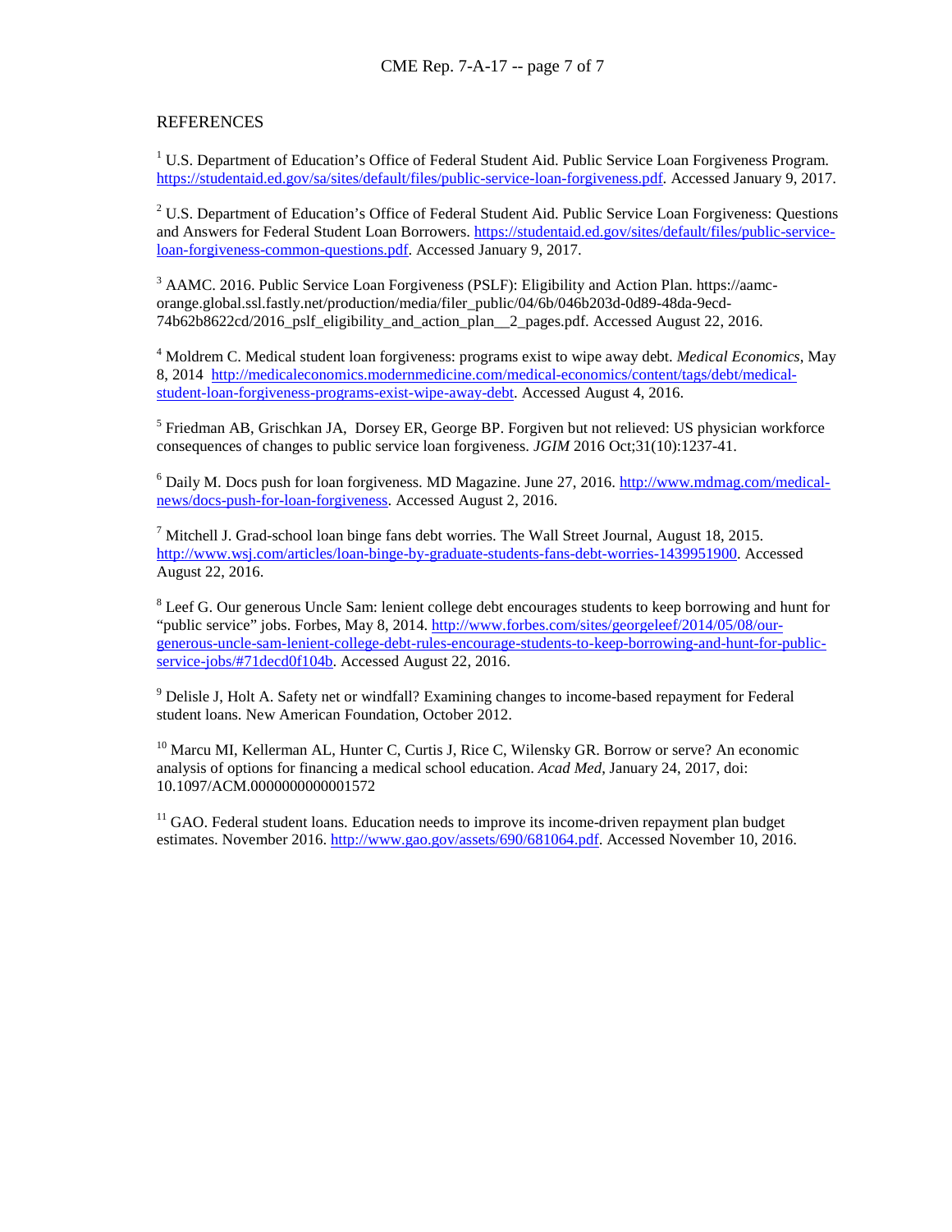## REFERENCES

[1] U.S. Department of Education's Office of Federal Student Aid. Public Service Loan Forgiveness Program. https://studentaid.ed.gov/sa/sites/default/files/public-service-loan-forgiveness.pdf. Accessed January 9, 2017.

[2] U.S. Department of Education's Office of Federal Student Aid. Public Service Loan Forgiveness: Questions and Answers for Federal Student Loan Borrowers. https://studentaid.ed.gov/sites/default/files/public-service-loan-forgiveness-common-questions.pdf. Accessed January 9, 2017.

[3] AAMC. 2016. Public Service Loan Forgiveness (PSLF): Eligibility and Action Plan. https://aamc-orange.global.ssl.fastly.net/production/media/filer_public/04/6b/046b203d-0d89-48da-9ecd-74b62b8622cd/2016_pslf_eligibility_and_action_plan__2_pages.pdf. Accessed August 22, 2016.

[4] Moldrem C. Medical student loan forgiveness: programs exist to wipe away debt. *Medical Economics*, May 8, 2014 http://medicaleconomics.modernmedicine.com/medical-economics/content/tags/debt/medical-student-loan-forgiveness-programs-exist-wipe-away-debt. Accessed August 4, 2016.

[5] Friedman AB, Grischkan JA, Dorsey ER, George BP. Forgiven but not relieved: US physician workforce consequences of changes to public service loan forgiveness. *JGIM* 2016 Oct;31(10):1237-41.

[6] Daily M. Docs push for loan forgiveness. MD Magazine. June 27, 2016. http://www.mdmag.com/medical-news/docs-push-for-loan-forgiveness. Accessed August 2, 2016.

[7] Mitchell J. Grad-school loan binge fans debt worries. The Wall Street Journal, August 18, 2015. http://www.wsj.com/articles/loan-binge-by-graduate-students-fans-debt-worries-1439951900. Accessed August 22, 2016.

[8] Leef G. Our generous Uncle Sam: lenient college debt encourages students to keep borrowing and hunt for "public service" jobs. Forbes, May 8, 2014. http://www.forbes.com/sites/georgeleef/2014/05/08/our-generous-uncle-sam-lenient-college-debt-rules-encourage-students-to-keep-borrowing-and-hunt-for-public-service-jobs/#71decd0f104b. Accessed August 22, 2016.

[9] Delisle J, Holt A. Safety net or windfall? Examining changes to income-based repayment for Federal student loans. New American Foundation, October 2012.

[10] Marcu MI, Kellerman AL, Hunter C, Curtis J, Rice C, Wilensky GR. Borrow or serve? An economic analysis of options for financing a medical school education. *Acad Med*, January 24, 2017, doi: 10.1097/ACM.0000000000001572

[11] GAO. Federal student loans. Education needs to improve its income-driven repayment plan budget estimates. November 2016. http://www.gao.gov/assets/690/681064.pdf. Accessed November 10, 2016.